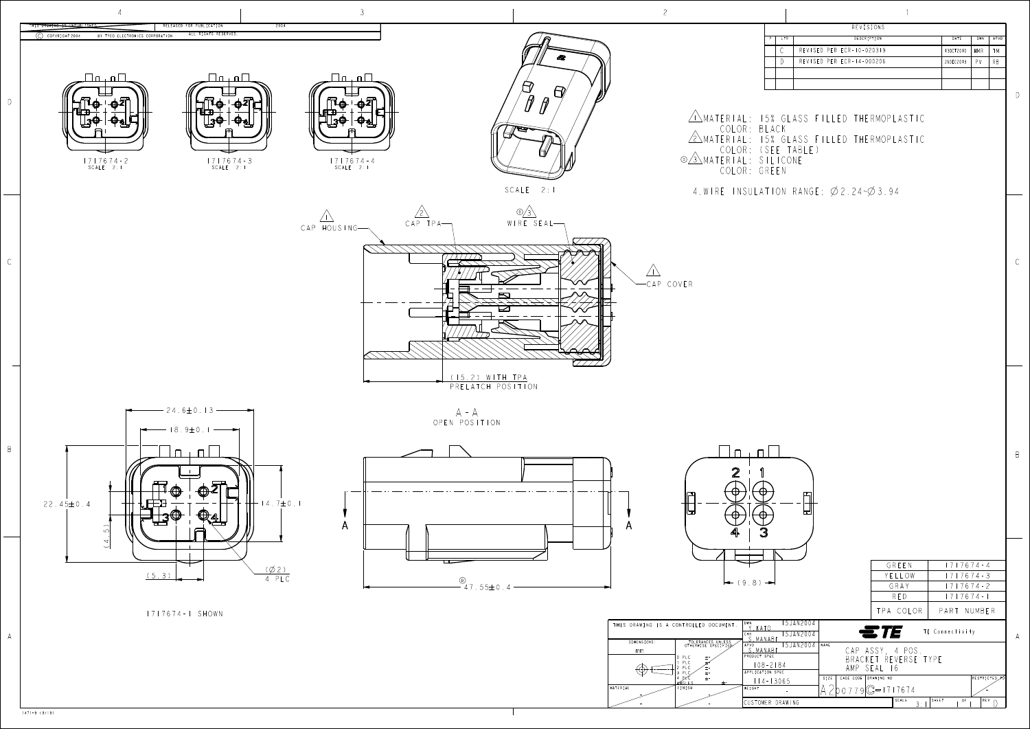THIS DRAWING IS UNPUBLISHED. RELEASED FOR PUBLICATION 2004

© COPYRIGHT 2004 BY TYCO ELECTRONICS CORPORATION. ALL RIGHTS RESERVED.

| REVISIONS | | | | | |
|---|---|---|---|---|---|
| P | LTR | DESCRIPTION | DATE | DWN | APVD |
| | C | REVISED PER ECR-10-020319 | 13OCT2010 | MMR | TM |
| | D | REVISED PER ECR-14-000206 | 26DEC2013 | PV | RB |

1717674-2 SCALE 2:1

1717674-3 SCALE 2:1

1717674-4 SCALE 2:1

SCALE 2:1

1. MATERIAL: 15% GLASS FILLED THERMOPLASTIC
   COLOR: BLACK
2. MATERIAL: 15% GLASS FILLED THERMOPLASTIC
   COLOR: (SEE TABLE)
3. MATERIAL: SILICONE
   COLOR: GREEN
4. WIRE INSULATION RANGE: Ø2.24~Ø3.94

CAP HOUSING (1)

CAP TPA (2)

WIRE SEAL (3)

CAP COVER (1)

(15.2) WITH TPA PRELATCH POSITION

A-A OPEN POSITION

24.6±0.13

18.9±0.1

22.45±0.4

14.7±0.1

(4.5)

(5.3)

(Ø2) 4 PLC

1717674-1 SHOWN

47.55±0.4

(9.8)

| TPA COLOR | PART NUMBER |
|---|---|
| GREEN | 1717674-4 |
| YELLOW | 1717674-3 |
| GRAY | 1717674-2 |
| RED | 1717674-1 |

THIS DRAWING IS A CONTROLLED DOCUMENT.

DIMENSIONS: mm

TOLERANCES UNLESS OTHERWISE SPECIFIED

DWN: Y.KATO 15JAN2004

CHK: S.MANABE 15JAN2004

APVD: S.MANABE 15JAN2004

PRODUCT SPEC: 108-2184

APPLICATION SPEC: 114-13065

WEIGHT: -

MATERIAL: -

FINISH: -

TE Connectivity

NAME: CAP ASSY, 4 POS. BRACKET REVERSE TYPE AMP SEAL 16

SIZE: A2 CAGE CODE: 00779 DRAWING NO: C-1717674

RESTRICTED TO: -

SCALE: 3:1 SHEET 1 OF 1 REV D

CUSTOMER DRAWING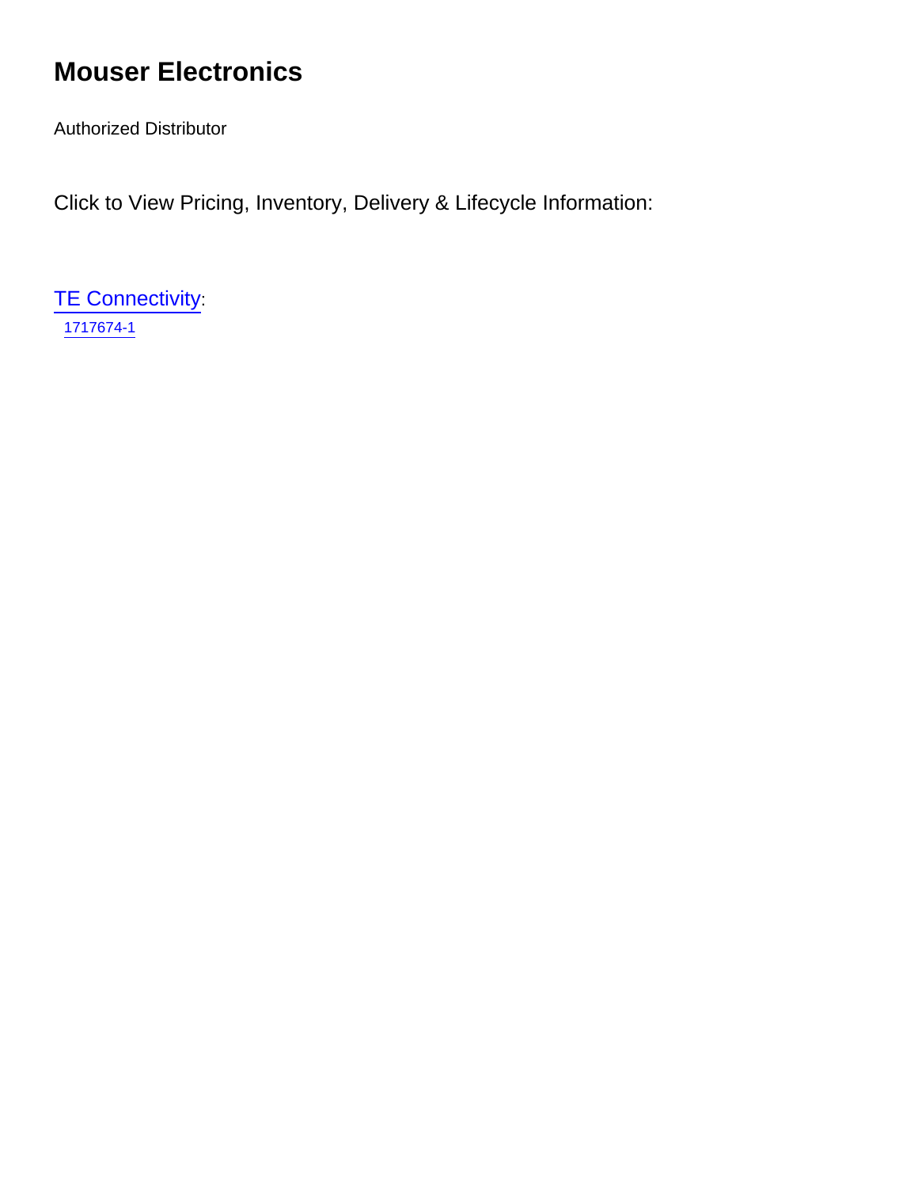# Mouser Electronics

Authorized Distributor

Click to View Pricing, Inventory, Delivery & Lifecycle Information:

TE Connectivity:

1717674-1